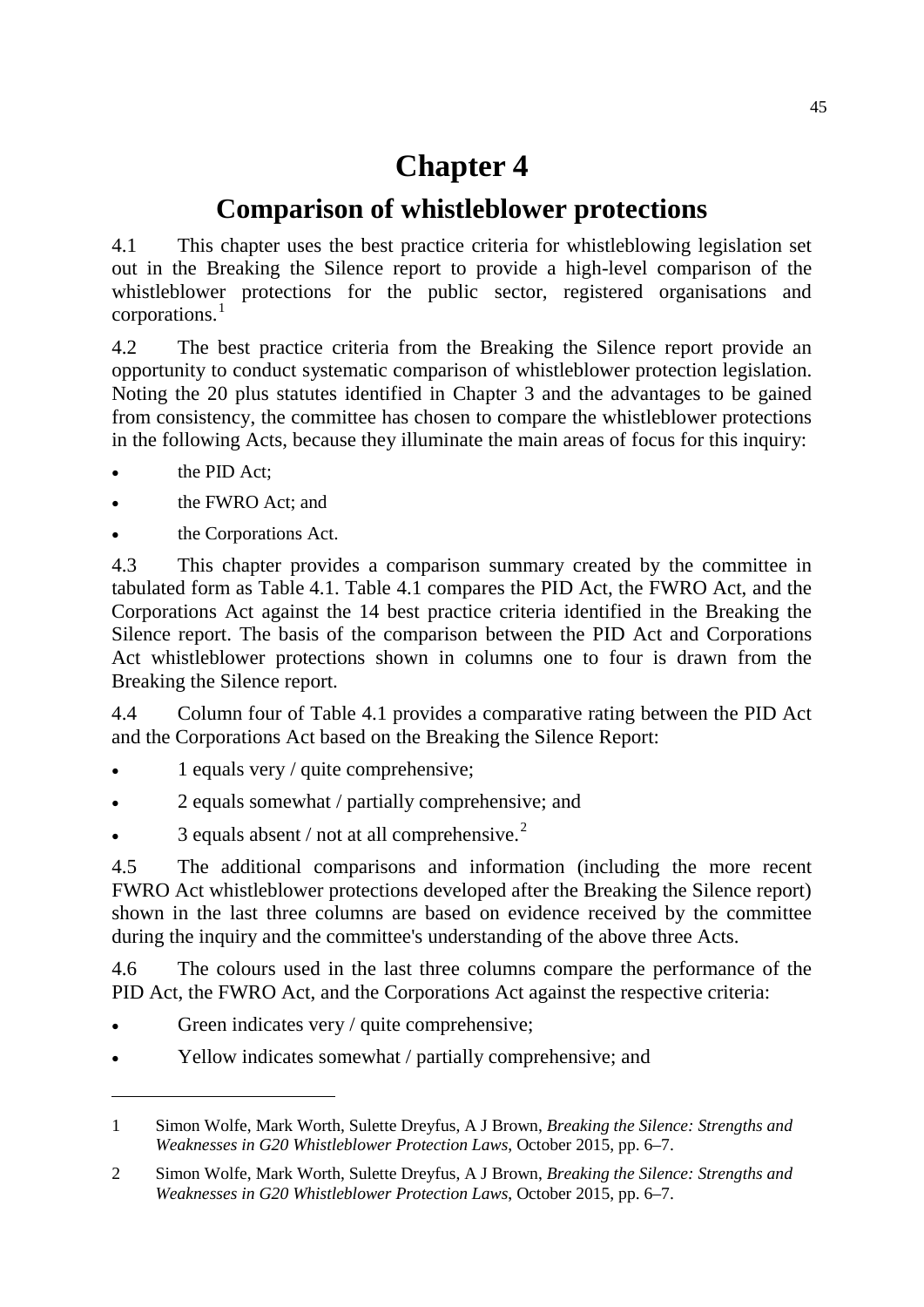# Chapter 4

## Comparison of whistleblower protections

4.1 This chapter uses the best practice criteria for whistleblowing legislation set out in the Breaking the Silence report to provide a high-level comparison of the whistleblower protections for the public sector, registered organisations and corporations.[1]

4.2 The best practice criteria from the Breaking the Silence report provide an opportunity to conduct systematic comparison of whistleblower protection legislation. Noting the 20 plus statutes identified in Chapter 3 and the advantages to be gained from consistency, the committee has chosen to compare the whistleblower protections in the following Acts, because they illuminate the main areas of focus for this inquiry:

- the PID Act;
- the FWRO Act; and
- the Corporations Act.

4.3 This chapter provides a comparison summary created by the committee in tabulated form as Table 4.1. Table 4.1 compares the PID Act, the FWRO Act, and the Corporations Act against the 14 best practice criteria identified in the Breaking the Silence report. The basis of the comparison between the PID Act and Corporations Act whistleblower protections shown in columns one to four is drawn from the Breaking the Silence report.

4.4 Column four of Table 4.1 provides a comparative rating between the PID Act and the Corporations Act based on the Breaking the Silence Report:

- 1 equals very / quite comprehensive;
- 2 equals somewhat / partially comprehensive; and
- 3 equals absent / not at all comprehensive.[2]

4.5 The additional comparisons and information (including the more recent FWRO Act whistleblower protections developed after the Breaking the Silence report) shown in the last three columns are based on evidence received by the committee during the inquiry and the committee's understanding of the above three Acts.

4.6 The colours used in the last three columns compare the performance of the PID Act, the FWRO Act, and the Corporations Act against the respective criteria:

- Green indicates very / quite comprehensive;
- Yellow indicates somewhat / partially comprehensive; and

---

1 Simon Wolfe, Mark Worth, Sulette Dreyfus, A J Brown, *Breaking the Silence: Strengths and Weaknesses in G20 Whistleblower Protection Laws*, October 2015, pp. 6–7.

2 Simon Wolfe, Mark Worth, Sulette Dreyfus, A J Brown, *Breaking the Silence: Strengths and Weaknesses in G20 Whistleblower Protection Laws*, October 2015, pp. 6–7.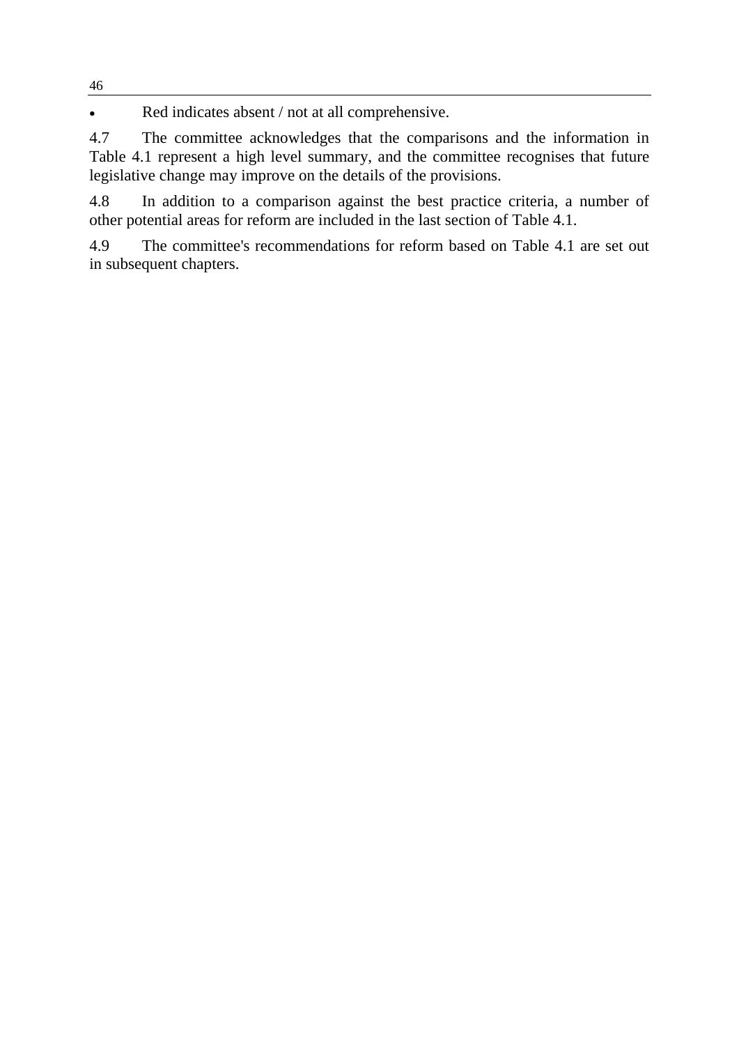- Red indicates absent / not at all comprehensive.

4.7 The committee acknowledges that the comparisons and the information in Table 4.1 represent a high level summary, and the committee recognises that future legislative change may improve on the details of the provisions.

4.8 In addition to a comparison against the best practice criteria, a number of other potential areas for reform are included in the last section of Table 4.1.

4.9 The committee's recommendations for reform based on Table 4.1 are set out in subsequent chapters.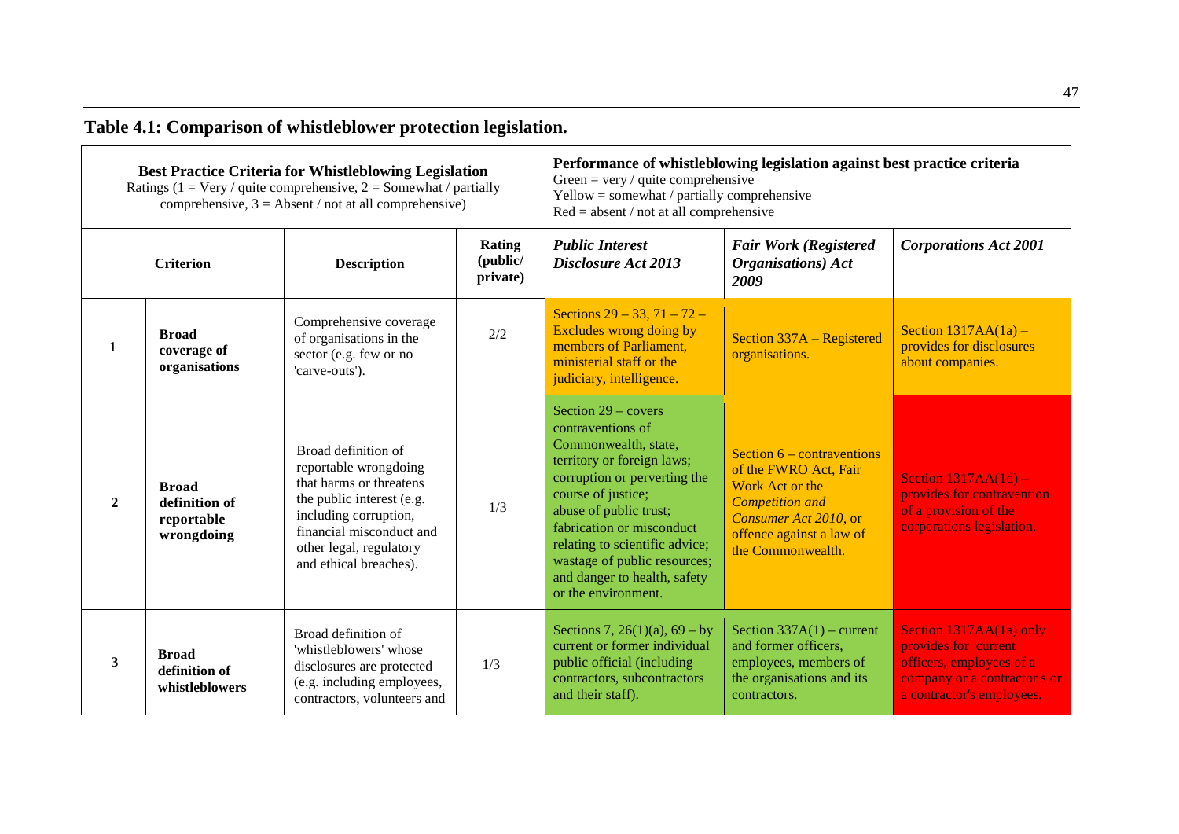**Table 4.1: Comparison of whistleblower protection legislation.**

| **Best Practice Criteria for Whistleblowing Legislation** Ratings (1 = Very / quite comprehensive, 2 = Somewhat / partially comprehensive, 3 = Absent / not at all comprehensive) | | | | **Performance of whistleblowing legislation against best practice criteria** Green = very / quite comprehensive Yellow = somewhat / partially comprehensive Red = absent / not at all comprehensive | | |
|---|---|---|---|---|---|---|
| **Criterion** | | **Description** | **Rating (public/ private)** | ***Public Interest Disclosure Act 2013*** | ***Fair Work (Registered Organisations) Act 2009*** | ***Corporations Act 2001*** |
| **1** | **Broad coverage of organisations** | Comprehensive coverage of organisations in the sector (e.g. few or no 'carve-outs'). | 2/2 | Sections 29 – 33, 71 – 72 – Excludes wrong doing by members of Parliament, ministerial staff or the judiciary, intelligence. | Section 337A – Registered organisations. | Section 1317AA(1a) – provides for disclosures about companies. |
| **2** | **Broad definition of reportable wrongdoing** | Broad definition of reportable wrongdoing that harms or threatens the public interest (e.g. including corruption, financial misconduct and other legal, regulatory and ethical breaches). | 1/3 | Section 29 – covers contraventions of Commonwealth, state, territory or foreign laws; corruption or perverting the course of justice; abuse of public trust; fabrication or misconduct relating to scientific advice; wastage of public resources; and danger to health, safety or the environment. | Section 6 – contraventions of the FWRO Act, Fair Work Act or the *Competition and Consumer Act 2010*, or offence against a law of the Commonwealth. | Section 1317AA(1d) – provides for contravention of a provision of the corporations legislation. |
| **3** | **Broad definition of whistleblowers** | Broad definition of 'whistleblowers' whose disclosures are protected (e.g. including employees, contractors, volunteers and | 1/3 | Sections 7, 26(1)(a), 69 – by current or former individual public official (including contractors, subcontractors and their staff). | Section 337A(1) – current and former officers, employees, members of the organisations and its contractors. | Section 1317AA(1a) only provides for current officers, employees of a company or a contractor s or a contractor's employees. |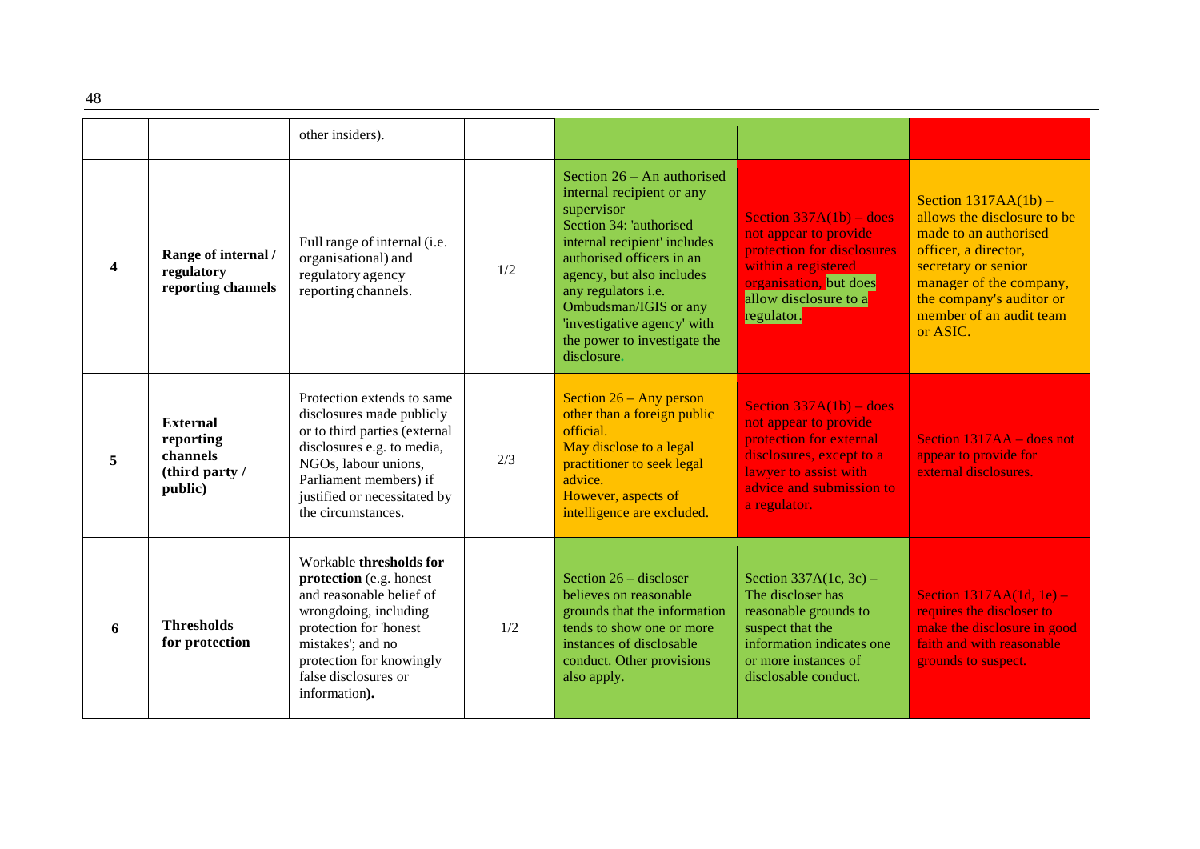| | | | | | | |
|---|---|---|---|---|---|---|
| | | other insiders). | | | | |
| **4** | **Range of internal / regulatory reporting channels** | Full range of internal (i.e. organisational) and regulatory agency reporting channels. | 1/2 | Section 26 – An authorised internal recipient or any supervisor<br>Section 34: 'authorised internal recipient' includes authorised officers in an agency, but also includes any regulators i.e. Ombudsman/IGIS or any 'investigative agency' with the power to investigate the disclosure. | Section 337A(1b) – does not appear to provide protection for disclosures within a registered organisation, but does allow disclosure to a regulator. | Section 1317AA(1b) – allows the disclosure to be made to an authorised officer, a director, secretary or senior manager of the company, the company's auditor or member of an audit team or ASIC. |
| **5** | **External reporting channels (third party / public)** | Protection extends to same disclosures made publicly or to third parties (external disclosures e.g. to media, NGOs, labour unions, Parliament members) if justified or necessitated by the circumstances. | 2/3 | Section 26 – Any person other than a foreign public official.<br>May disclose to a legal practitioner to seek legal advice.<br>However, aspects of intelligence are excluded. | Section 337A(1b) – does not appear to provide protection for external disclosures, except to a lawyer to assist with advice and submission to a regulator. | Section 1317AA – does not appear to provide for external disclosures. |
| **6** | **Thresholds for protection** | Workable **thresholds for protection** (e.g. honest and reasonable belief of wrongdoing, including protection for 'honest mistakes'; and no protection for knowingly false disclosures or information**).** | 1/2 | Section 26 – discloser believes on reasonable grounds that the information tends to show one or more instances of disclosable conduct. Other provisions also apply. | Section 337A(1c, 3c) – The discloser has reasonable grounds to suspect that the information indicates one or more instances of disclosable conduct. | Section 1317AA(1d, 1e) – requires the discloser to make the disclosure in good faith and with reasonable grounds to suspect. |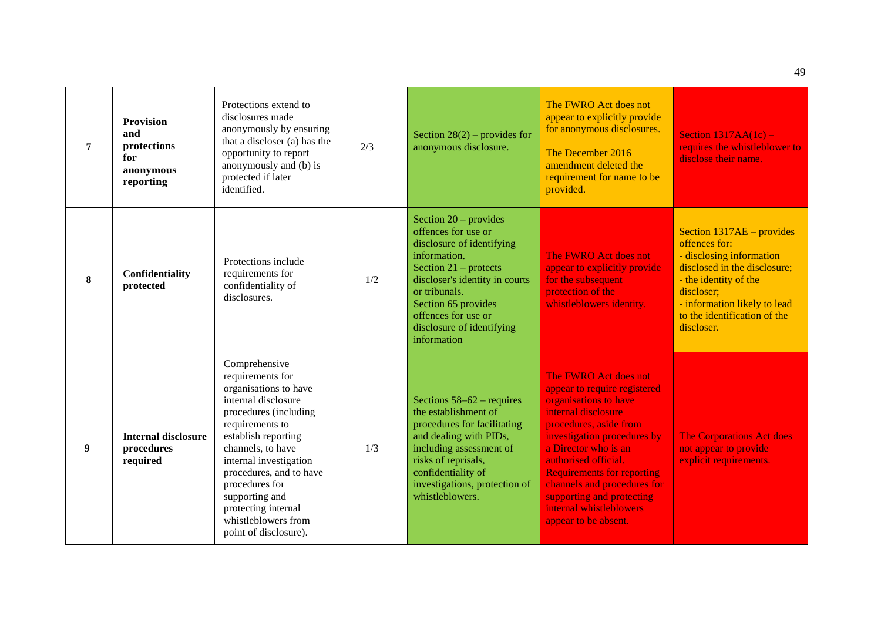| | | | | | | |
|---|---|---|---|---|---|---|
| 7 | **Provision and protections for anonymous reporting** | Protections extend to disclosures made anonymously by ensuring that a discloser (a) has the opportunity to report anonymously and (b) is protected if later identified. | 2/3 | Section 28(2) – provides for anonymous disclosure. | The FWRO Act does not appear to explicitly provide for anonymous disclosures.<br><br>The December 2016 amendment deleted the requirement for name to be provided. | Section 1317AA(1c) – requires the whistleblower to disclose their name. |
| 8 | **Confidentiality protected** | Protections include requirements for confidentiality of disclosures. | 1/2 | Section 20 – provides offences for use or disclosure of identifying information.<br>Section 21 – protects discloser's identity in courts or tribunals.<br>Section 65 provides offences for use or disclosure of identifying information | The FWRO Act does not appear to explicitly provide for the subsequent protection of the whistleblowers identity. | Section 1317AE – provides offences for:<br>- disclosing information disclosed in the disclosure;<br>- the identity of the discloser;<br>- information likely to lead to the identification of the discloser. |
| 9 | **Internal disclosure procedures required** | Comprehensive requirements for organisations to have internal disclosure procedures (including requirements to establish reporting channels, to have internal investigation procedures, and to have procedures for supporting and protecting internal whistleblowers from point of disclosure). | 1/3 | Sections 58–62 – requires the establishment of procedures for facilitating and dealing with PIDs, including assessment of risks of reprisals, confidentiality of investigations, protection of whistleblowers. | The FWRO Act does not appear to require registered organisations to have internal disclosure procedures, aside from investigation procedures by a Director who is an authorised official. Requirements for reporting channels and procedures for supporting and protecting internal whistleblowers appear to be absent. | The Corporations Act does not appear to provide explicit requirements. |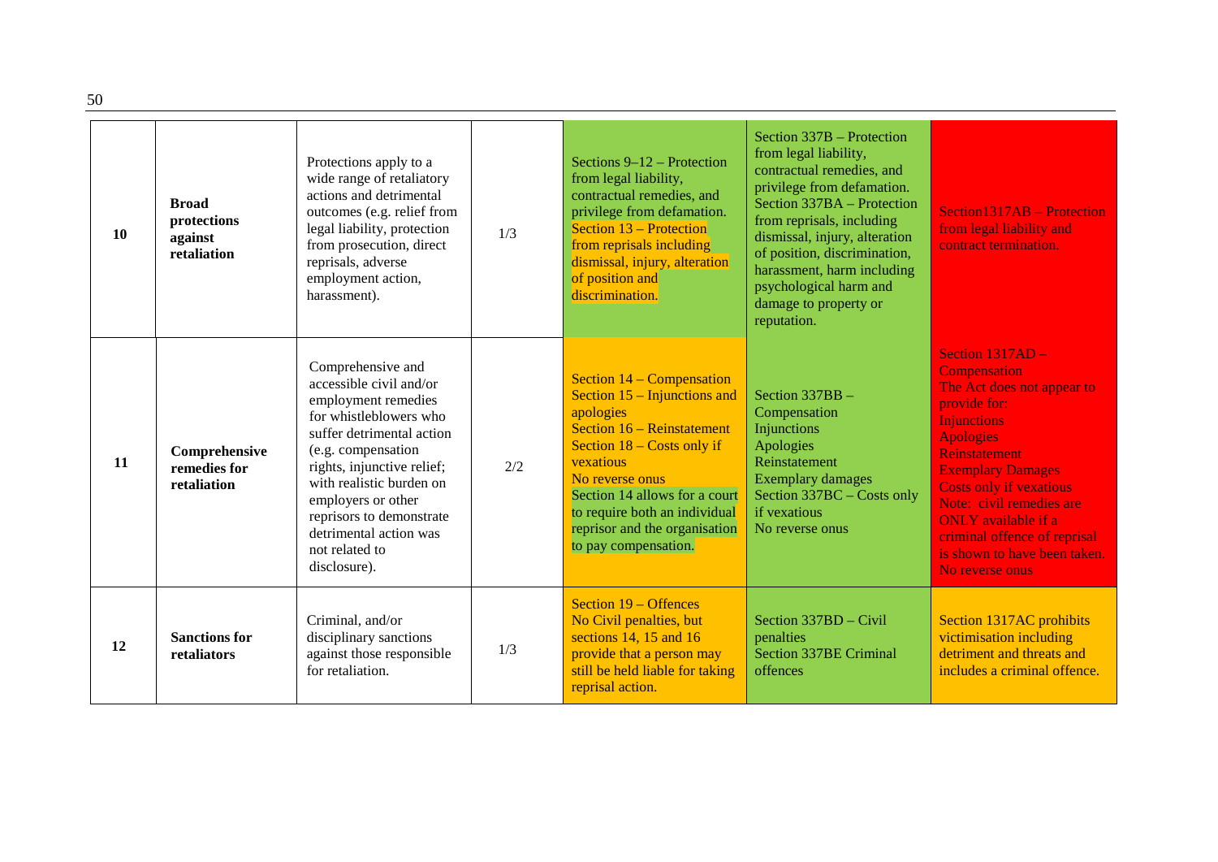| | | | | | | |
|---|---|---|---|---|---|---|
| 10 | **Broad protections against retaliation** | Protections apply to a wide range of retaliatory actions and detrimental outcomes (e.g. relief from legal liability, protection from prosecution, direct reprisals, adverse employment action, harassment). | 1/3 | Sections 9–12 – Protection from legal liability, contractual remedies, and privilege from defamation. Section 13 – Protection from reprisals including dismissal, injury, alteration of position and discrimination. | Section 337B – Protection from legal liability, contractual remedies, and privilege from defamation. Section 337BA – Protection from reprisals, including dismissal, injury, alteration of position, discrimination, harassment, harm including psychological harm and damage to property or reputation. | Section1317AB – Protection from legal liability and contract termination. |
| 11 | **Comprehensive remedies for retaliation** | Comprehensive and accessible civil and/or employment remedies for whistleblowers who suffer detrimental action (e.g. compensation rights, injunctive relief; with realistic burden on employers or other reprisors to demonstrate detrimental action was not related to disclosure). | 2/2 | Section 14 – Compensation<br>Section 15 – Injunctions and apologies<br>Section 16 – Reinstatement<br>Section 18 – Costs only if vexatious<br>No reverse onus<br>Section 14 allows for a court to require both an individual reprisor and the organisation to pay compensation. | Section 337BB – Compensation<br>Injunctions<br>Apologies<br>Reinstatement<br>Exemplary damages<br>Section 337BC – Costs only if vexatious<br>No reverse onus | Section 1317AD – Compensation<br>The Act does not appear to provide for:<br>Injunctions<br>Apologies<br>Reinstatement<br>Exemplary Damages<br>Costs only if vexatious<br>Note: civil remedies are ONLY available if a criminal offence of reprisal is shown to have been taken.<br>No reverse onus |
| 12 | **Sanctions for retaliators** | Criminal, and/or disciplinary sanctions against those responsible for retaliation. | 1/3 | Section 19 – Offences<br>No Civil penalties, but sections 14, 15 and 16 provide that a person may still be held liable for taking reprisal action. | Section 337BD – Civil penalties<br>Section 337BE Criminal offences | Section 1317AC prohibits victimisation including detriment and threats and includes a criminal offence. |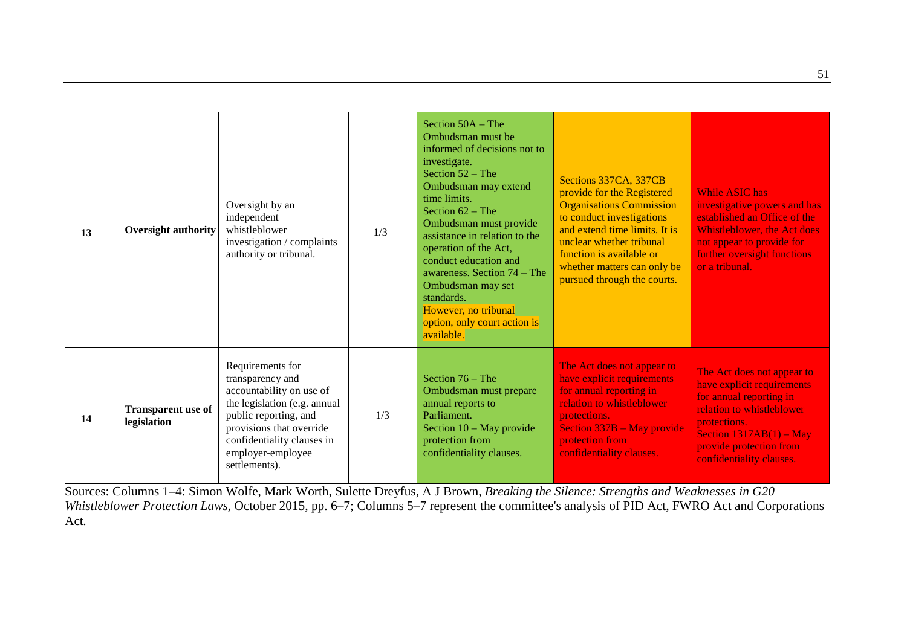| | | | | | | |
|---|---|---|---|---|---|---|
| 13 | **Oversight authority** | Oversight by an independent whistleblower investigation / complaints authority or tribunal. | 1/3 | Section 50A – The Ombudsman must be informed of decisions not to investigate. Section 52 – The Ombudsman may extend time limits. Section 62 – The Ombudsman must provide assistance in relation to the operation of the Act, conduct education and awareness. Section 74 – The Ombudsman may set standards. However, no tribunal option, only court action is available. | Sections 337CA, 337CB provide for the Registered Organisations Commission to conduct investigations and extend time limits. It is unclear whether tribunal function is available or whether matters can only be pursued through the courts. | While ASIC has investigative powers and has established an Office of the Whistleblower, the Act does not appear to provide for further oversight functions or a tribunal. |
| 14 | **Transparent use of legislation** | Requirements for transparency and accountability on use of the legislation (e.g. annual public reporting, and provisions that override confidentiality clauses in employer-employee settlements). | 1/3 | Section 76 – The Ombudsman must prepare annual reports to Parliament. Section 10 – May provide protection from confidentiality clauses. | The Act does not appear to have explicit requirements for annual reporting in relation to whistleblower protections. Section 337B – May provide protection from confidentiality clauses. | The Act does not appear to have explicit requirements for annual reporting in relation to whistleblower protections. Section 1317AB(1) – May provide protection from confidentiality clauses. |

Sources: Columns 1–4: Simon Wolfe, Mark Worth, Sulette Dreyfus, A J Brown, *Breaking the Silence: Strengths and Weaknesses in G20 Whistleblower Protection Laws*, October 2015, pp. 6–7; Columns 5–7 represent the committee's analysis of PID Act, FWRO Act and Corporations Act.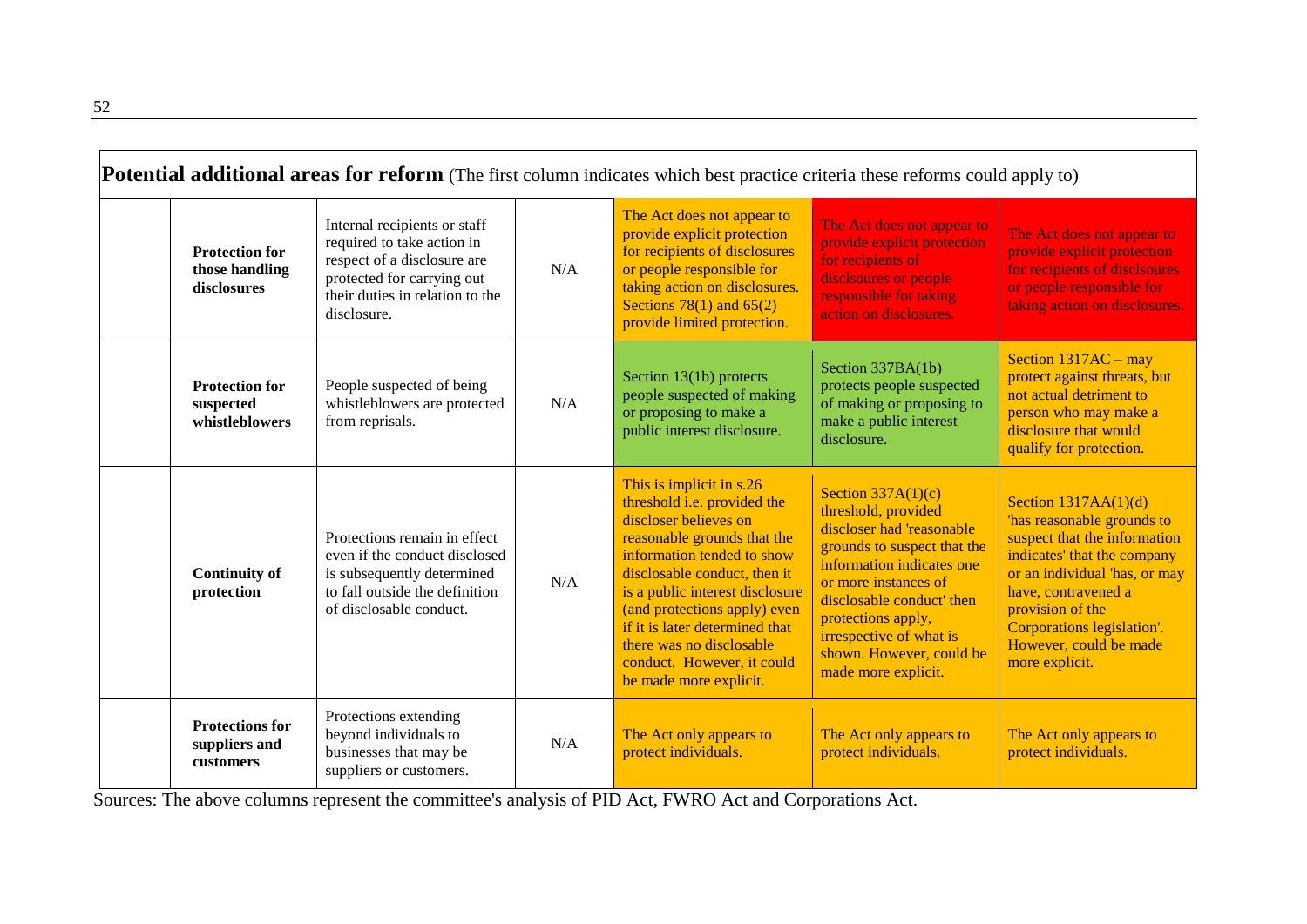**Potential additional areas for reform** (The first column indicates which best practice criteria these reforms could apply to)

| | | | | | | |
|---|---|---|---|---|---|---|
| | **Protection for those handling disclosures** | Internal recipients or staff required to take action in respect of a disclosure are protected for carrying out their duties in relation to the disclosure. | N/A | The Act does not appear to provide explicit protection for recipients of disclosures or people responsible for taking action on disclosures. Sections 78(1) and 65(2) provide limited protection. | The Act does not appear to provide explicit protection for recipients of disclsoures or people responsible for taking action on disclosures. | The Act does not appear to provide explicit protection for recipients of disclsoures or people responsible for taking action on disclosures. |
| | **Protection for suspected whistleblowers** | People suspected of being whistleblowers are protected from reprisals. | N/A | Section 13(1b) protects people suspected of making or proposing to make a public interest disclosure. | Section 337BA(1b) protects people suspected of making or proposing to make a public interest disclosure. | Section 1317AC – may protect against threats, but not actual detriment to person who may make a disclosure that would qualify for protection. |
| | **Continuity of protection** | Protections remain in effect even if the conduct disclosed is subsequently determined to fall outside the definition of disclosable conduct. | N/A | This is implicit in s.26 threshold i.e. provided the discloser believes on reasonable grounds that the information tended to show disclosable conduct, then it is a public interest disclosure (and protections apply) even if it is later determined that there was no disclosable conduct. However, it could be made more explicit. | Section 337A(1)(c) threshold, provided discloser had 'reasonable grounds to suspect that the information indicates one or more instances of disclosable conduct' then protections apply, irrespective of what is shown. However, could be made more explicit. | Section 1317AA(1)(d) 'has reasonable grounds to suspect that the information indicates' that the company or an individual 'has, or may have, contravened a provision of the Corporations legislation'. However, could be made more explicit. |
| | **Protections for suppliers and customers** | Protections extending beyond individuals to businesses that may be suppliers or customers. | N/A | The Act only appears to protect individuals. | The Act only appears to protect individuals. | The Act only appears to protect individuals. |

Sources: The above columns represent the committee's analysis of PID Act, FWRO Act and Corporations Act.